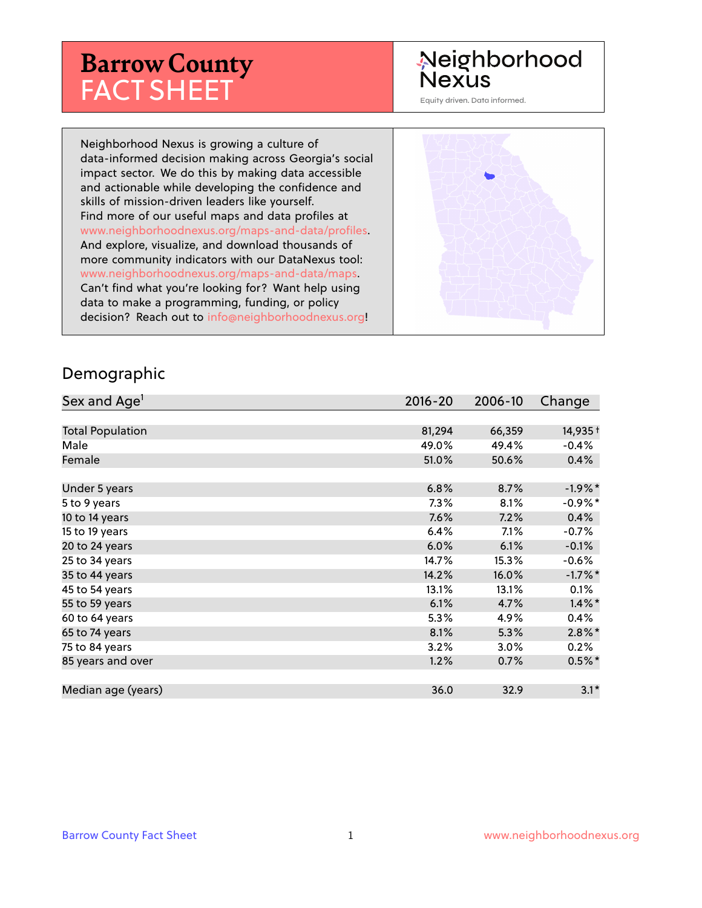# Barrow County FACT SHEET

Neighborhood Nexus

Equity driven. Data informed.

Neighborhood Nexus is growing a culture of data-informed decision making across Georgia's social impact sector. We do this by making data accessible and actionable while developing the confidence and skills of mission-driven leaders like yourself. Find more of our useful maps and data profiles at www.neighborhoodnexus.org/maps-and-data/profiles. And explore, visualize, and download thousands of more community indicators with our DataNexus tool: www.neighborhoodnexus.org/maps-and-data/maps. Can't find what you're looking for? Want help using data to make a programming, funding, or policy decision? Reach out to info@neighborhoodnexus.org!

## Demographic

| Sex and Age[1] | 2016-20 | 2006-10 | Change |
|---|---|---|---|
| Total Population | 81,294 | 66,359 | 14,935 † |
| Male | 49.0% | 49.4% | -0.4% |
| Female | 51.0% | 50.6% | 0.4% |
| Under 5 years | 6.8% | 8.7% | -1.9%* |
| 5 to 9 years | 7.3% | 8.1% | -0.9%* |
| 10 to 14 years | 7.6% | 7.2% | 0.4% |
| 15 to 19 years | 6.4% | 7.1% | -0.7% |
| 20 to 24 years | 6.0% | 6.1% | -0.1% |
| 25 to 34 years | 14.7% | 15.3% | -0.6% |
| 35 to 44 years | 14.2% | 16.0% | -1.7%* |
| 45 to 54 years | 13.1% | 13.1% | 0.1% |
| 55 to 59 years | 6.1% | 4.7% | 1.4%* |
| 60 to 64 years | 5.3% | 4.9% | 0.4% |
| 65 to 74 years | 8.1% | 5.3% | 2.8%* |
| 75 to 84 years | 3.2% | 3.0% | 0.2% |
| 85 years and over | 1.2% | 0.7% | 0.5%* |
| Median age (years) | 36.0 | 32.9 | 3.1* |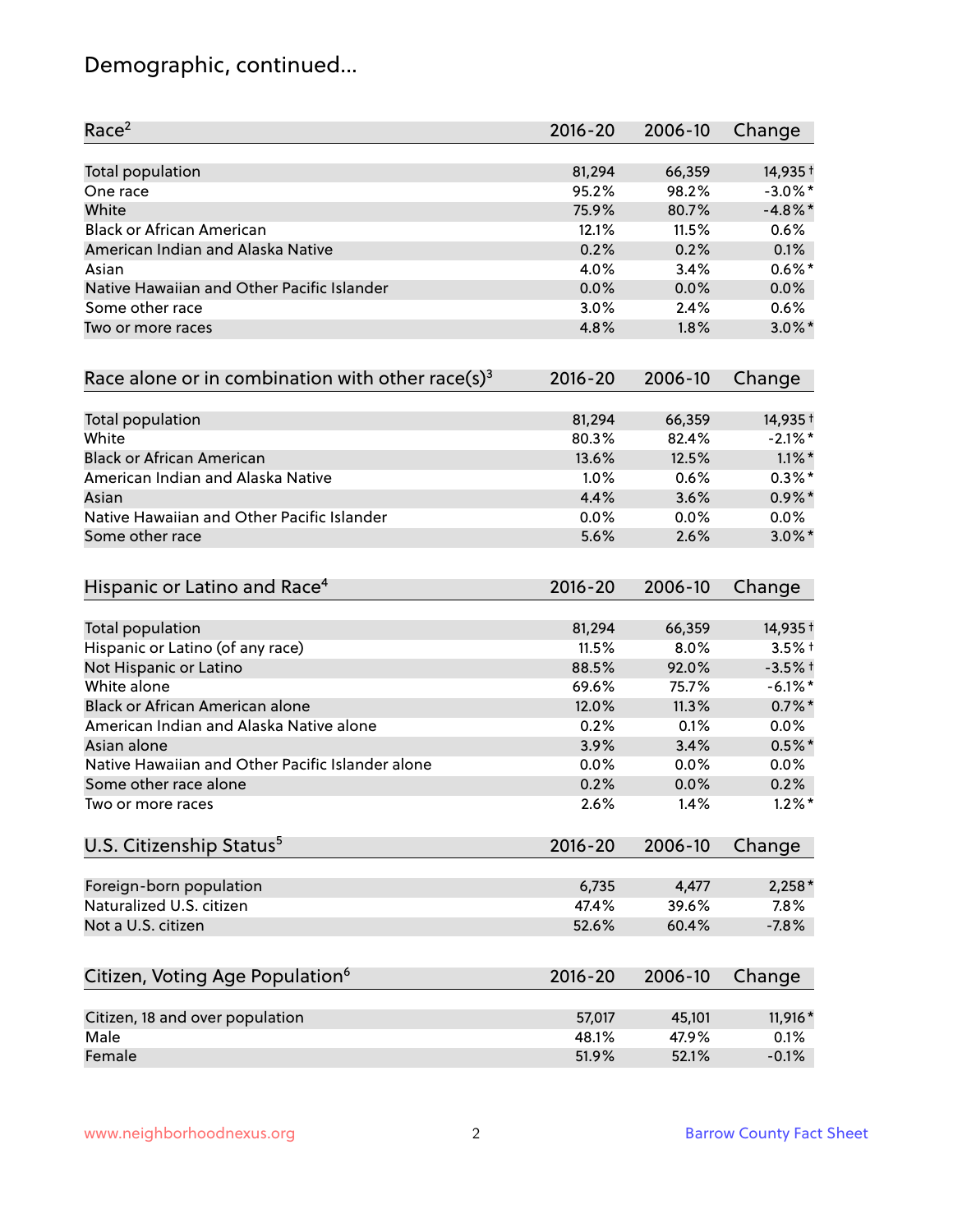# Demographic, continued...

| Race[2] | 2016-20 | 2006-10 | Change |
|---|---|---|---|
| Total population | 81,294 | 66,359 | 14,935† |
| One race | 95.2% | 98.2% | -3.0%* |
| White | 75.9% | 80.7% | -4.8%* |
| Black or African American | 12.1% | 11.5% | 0.6% |
| American Indian and Alaska Native | 0.2% | 0.2% | 0.1% |
| Asian | 4.0% | 3.4% | 0.6%* |
| Native Hawaiian and Other Pacific Islander | 0.0% | 0.0% | 0.0% |
| Some other race | 3.0% | 2.4% | 0.6% |
| Two or more races | 4.8% | 1.8% | 3.0%* |

| Race alone or in combination with other race(s)[3] | 2016-20 | 2006-10 | Change |
|---|---|---|---|
| Total population | 81,294 | 66,359 | 14,935† |
| White | 80.3% | 82.4% | -2.1%* |
| Black or African American | 13.6% | 12.5% | 1.1%* |
| American Indian and Alaska Native | 1.0% | 0.6% | 0.3%* |
| Asian | 4.4% | 3.6% | 0.9%* |
| Native Hawaiian and Other Pacific Islander | 0.0% | 0.0% | 0.0% |
| Some other race | 5.6% | 2.6% | 3.0%* |

| Hispanic or Latino and Race[4] | 2016-20 | 2006-10 | Change |
|---|---|---|---|
| Total population | 81,294 | 66,359 | 14,935† |
| Hispanic or Latino (of any race) | 11.5% | 8.0% | 3.5%† |
| Not Hispanic or Latino | 88.5% | 92.0% | -3.5%† |
| White alone | 69.6% | 75.7% | -6.1%* |
| Black or African American alone | 12.0% | 11.3% | 0.7%* |
| American Indian and Alaska Native alone | 0.2% | 0.1% | 0.0% |
| Asian alone | 3.9% | 3.4% | 0.5%* |
| Native Hawaiian and Other Pacific Islander alone | 0.0% | 0.0% | 0.0% |
| Some other race alone | 0.2% | 0.0% | 0.2% |
| Two or more races | 2.6% | 1.4% | 1.2%* |

| U.S. Citizenship Status[5] | 2016-20 | 2006-10 | Change |
|---|---|---|---|
| Foreign-born population | 6,735 | 4,477 | 2,258* |
| Naturalized U.S. citizen | 47.4% | 39.6% | 7.8% |
| Not a U.S. citizen | 52.6% | 60.4% | -7.8% |

| Citizen, Voting Age Population[6] | 2016-20 | 2006-10 | Change |
|---|---|---|---|
| Citizen, 18 and over population | 57,017 | 45,101 | 11,916* |
| Male | 48.1% | 47.9% | 0.1% |
| Female | 51.9% | 52.1% | -0.1% |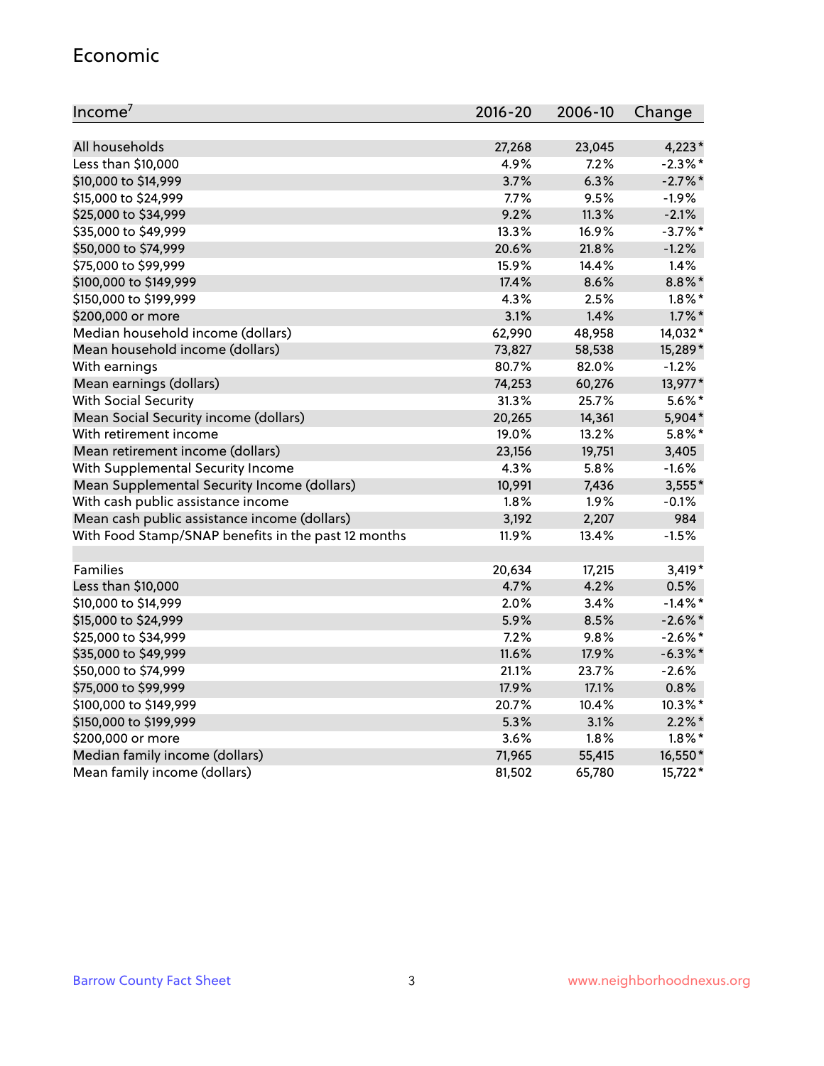## Economic

| Income[7] | 2016-20 | 2006-10 | Change |
|---|---|---|---|
| All households | 27,268 | 23,045 | 4,223* |
| Less than $10,000 | 4.9% | 7.2% | -2.3%* |
| $10,000 to $14,999 | 3.7% | 6.3% | -2.7%* |
| $15,000 to $24,999 | 7.7% | 9.5% | -1.9% |
| $25,000 to $34,999 | 9.2% | 11.3% | -2.1% |
| $35,000 to $49,999 | 13.3% | 16.9% | -3.7%* |
| $50,000 to $74,999 | 20.6% | 21.8% | -1.2% |
| $75,000 to $99,999 | 15.9% | 14.4% | 1.4% |
| $100,000 to $149,999 | 17.4% | 8.6% | 8.8%* |
| $150,000 to $199,999 | 4.3% | 2.5% | 1.8%* |
| $200,000 or more | 3.1% | 1.4% | 1.7%* |
| Median household income (dollars) | 62,990 | 48,958 | 14,032* |
| Mean household income (dollars) | 73,827 | 58,538 | 15,289* |
| With earnings | 80.7% | 82.0% | -1.2% |
| Mean earnings (dollars) | 74,253 | 60,276 | 13,977* |
| With Social Security | 31.3% | 25.7% | 5.6%* |
| Mean Social Security income (dollars) | 20,265 | 14,361 | 5,904* |
| With retirement income | 19.0% | 13.2% | 5.8%* |
| Mean retirement income (dollars) | 23,156 | 19,751 | 3,405 |
| With Supplemental Security Income | 4.3% | 5.8% | -1.6% |
| Mean Supplemental Security Income (dollars) | 10,991 | 7,436 | 3,555* |
| With cash public assistance income | 1.8% | 1.9% | -0.1% |
| Mean cash public assistance income (dollars) | 3,192 | 2,207 | 984 |
| With Food Stamp/SNAP benefits in the past 12 months | 11.9% | 13.4% | -1.5% |
| | | | |
| Families | 20,634 | 17,215 | 3,419* |
| Less than $10,000 | 4.7% | 4.2% | 0.5% |
| $10,000 to $14,999 | 2.0% | 3.4% | -1.4%* |
| $15,000 to $24,999 | 5.9% | 8.5% | -2.6%* |
| $25,000 to $34,999 | 7.2% | 9.8% | -2.6%* |
| $35,000 to $49,999 | 11.6% | 17.9% | -6.3%* |
| $50,000 to $74,999 | 21.1% | 23.7% | -2.6% |
| $75,000 to $99,999 | 17.9% | 17.1% | 0.8% |
| $100,000 to $149,999 | 20.7% | 10.4% | 10.3%* |
| $150,000 to $199,999 | 5.3% | 3.1% | 2.2%* |
| $200,000 or more | 3.6% | 1.8% | 1.8%* |
| Median family income (dollars) | 71,965 | 55,415 | 16,550* |
| Mean family income (dollars) | 81,502 | 65,780 | 15,722* |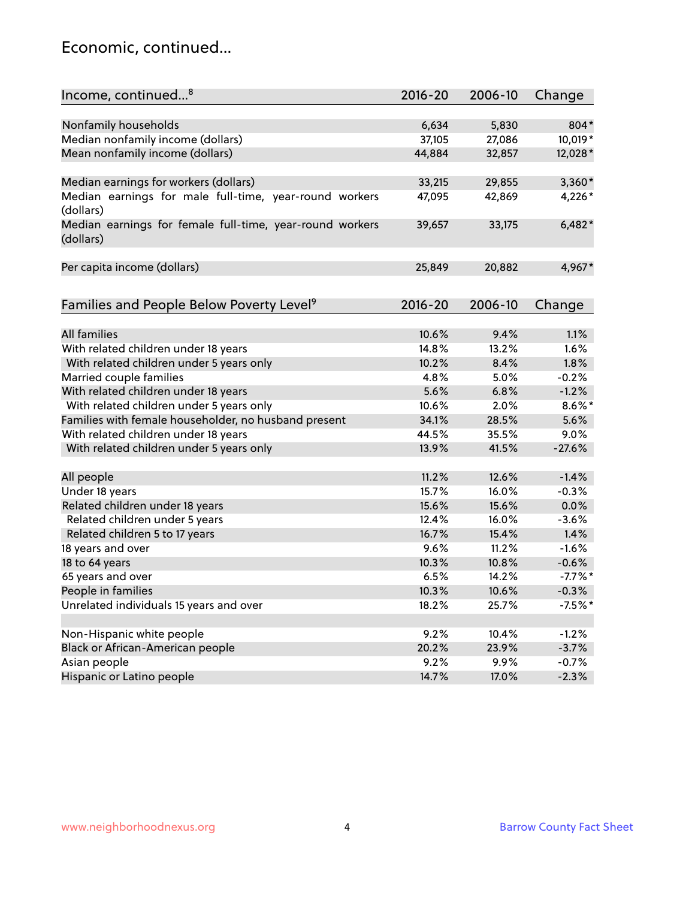## Economic, continued...

| Income, continued...[8] | 2016-20 | 2006-10 | Change |
|---|---|---|---|
| Nonfamily households | 6,634 | 5,830 | 804* |
| Median nonfamily income (dollars) | 37,105 | 27,086 | 10,019* |
| Mean nonfamily income (dollars) | 44,884 | 32,857 | 12,028* |
| Median earnings for workers (dollars) | 33,215 | 29,855 | 3,360* |
| Median earnings for male full-time, year-round workers (dollars) | 47,095 | 42,869 | 4,226* |
| Median earnings for female full-time, year-round workers (dollars) | 39,657 | 33,175 | 6,482* |
| Per capita income (dollars) | 25,849 | 20,882 | 4,967* |

| Families and People Below Poverty Level[9] | 2016-20 | 2006-10 | Change |
|---|---|---|---|
| All families | 10.6% | 9.4% | 1.1% |
| With related children under 18 years | 14.8% | 13.2% | 1.6% |
| With related children under 5 years only | 10.2% | 8.4% | 1.8% |
| Married couple families | 4.8% | 5.0% | -0.2% |
| With related children under 18 years | 5.6% | 6.8% | -1.2% |
| With related children under 5 years only | 10.6% | 2.0% | 8.6%* |
| Families with female householder, no husband present | 34.1% | 28.5% | 5.6% |
| With related children under 18 years | 44.5% | 35.5% | 9.0% |
| With related children under 5 years only | 13.9% | 41.5% | -27.6% |
| All people | 11.2% | 12.6% | -1.4% |
| Under 18 years | 15.7% | 16.0% | -0.3% |
| Related children under 18 years | 15.6% | 15.6% | 0.0% |
| Related children under 5 years | 12.4% | 16.0% | -3.6% |
| Related children 5 to 17 years | 16.7% | 15.4% | 1.4% |
| 18 years and over | 9.6% | 11.2% | -1.6% |
| 18 to 64 years | 10.3% | 10.8% | -0.6% |
| 65 years and over | 6.5% | 14.2% | -7.7%* |
| People in families | 10.3% | 10.6% | -0.3% |
| Unrelated individuals 15 years and over | 18.2% | 25.7% | -7.5%* |
| Non-Hispanic white people | 9.2% | 10.4% | -1.2% |
| Black or African-American people | 20.2% | 23.9% | -3.7% |
| Asian people | 9.2% | 9.9% | -0.7% |
| Hispanic or Latino people | 14.7% | 17.0% | -2.3% |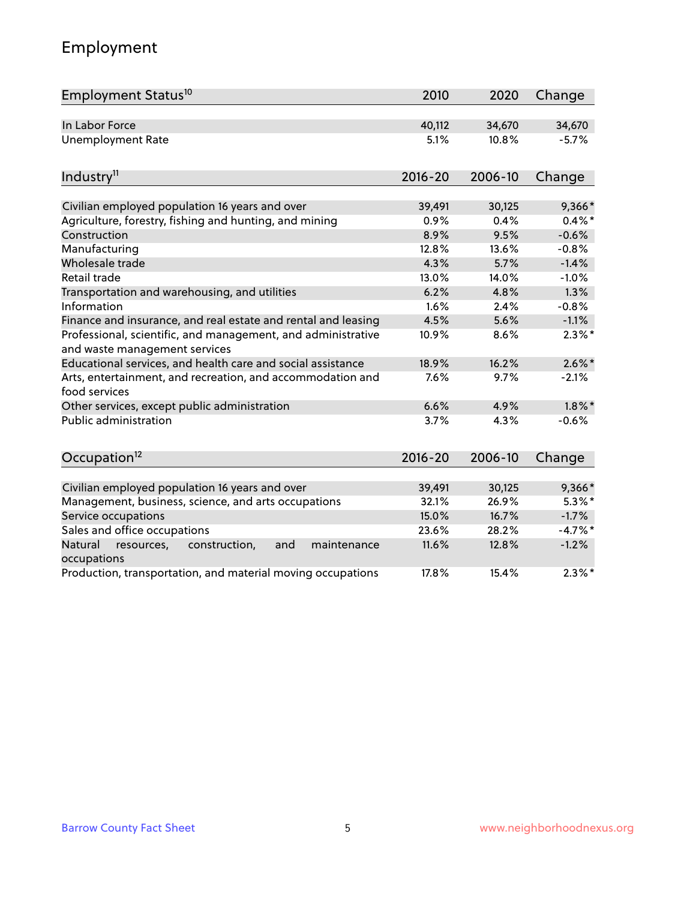# Employment

| Employment Status[10] | 2010 | 2020 | Change |
|---|---|---|---|
| In Labor Force | 40,112 | 34,670 | 34,670 |
| Unemployment Rate | 5.1% | 10.8% | -5.7% |

| Industry[11] | 2016-20 | 2006-10 | Change |
|---|---|---|---|
| Civilian employed population 16 years and over | 39,491 | 30,125 | 9,366* |
| Agriculture, forestry, fishing and hunting, and mining | 0.9% | 0.4% | 0.4%* |
| Construction | 8.9% | 9.5% | -0.6% |
| Manufacturing | 12.8% | 13.6% | -0.8% |
| Wholesale trade | 4.3% | 5.7% | -1.4% |
| Retail trade | 13.0% | 14.0% | -1.0% |
| Transportation and warehousing, and utilities | 6.2% | 4.8% | 1.3% |
| Information | 1.6% | 2.4% | -0.8% |
| Finance and insurance, and real estate and rental and leasing | 4.5% | 5.6% | -1.1% |
| Professional, scientific, and management, and administrative and waste management services | 10.9% | 8.6% | 2.3%* |
| Educational services, and health care and social assistance | 18.9% | 16.2% | 2.6%* |
| Arts, entertainment, and recreation, and accommodation and food services | 7.6% | 9.7% | -2.1% |
| Other services, except public administration | 6.6% | 4.9% | 1.8%* |
| Public administration | 3.7% | 4.3% | -0.6% |

| Occupation[12] | 2016-20 | 2006-10 | Change |
|---|---|---|---|
| Civilian employed population 16 years and over | 39,491 | 30,125 | 9,366* |
| Management, business, science, and arts occupations | 32.1% | 26.9% | 5.3%* |
| Service occupations | 15.0% | 16.7% | -1.7% |
| Sales and office occupations | 23.6% | 28.2% | -4.7%* |
| Natural resources, construction, and maintenance occupations | 11.6% | 12.8% | -1.2% |
| Production, transportation, and material moving occupations | 17.8% | 15.4% | 2.3%* |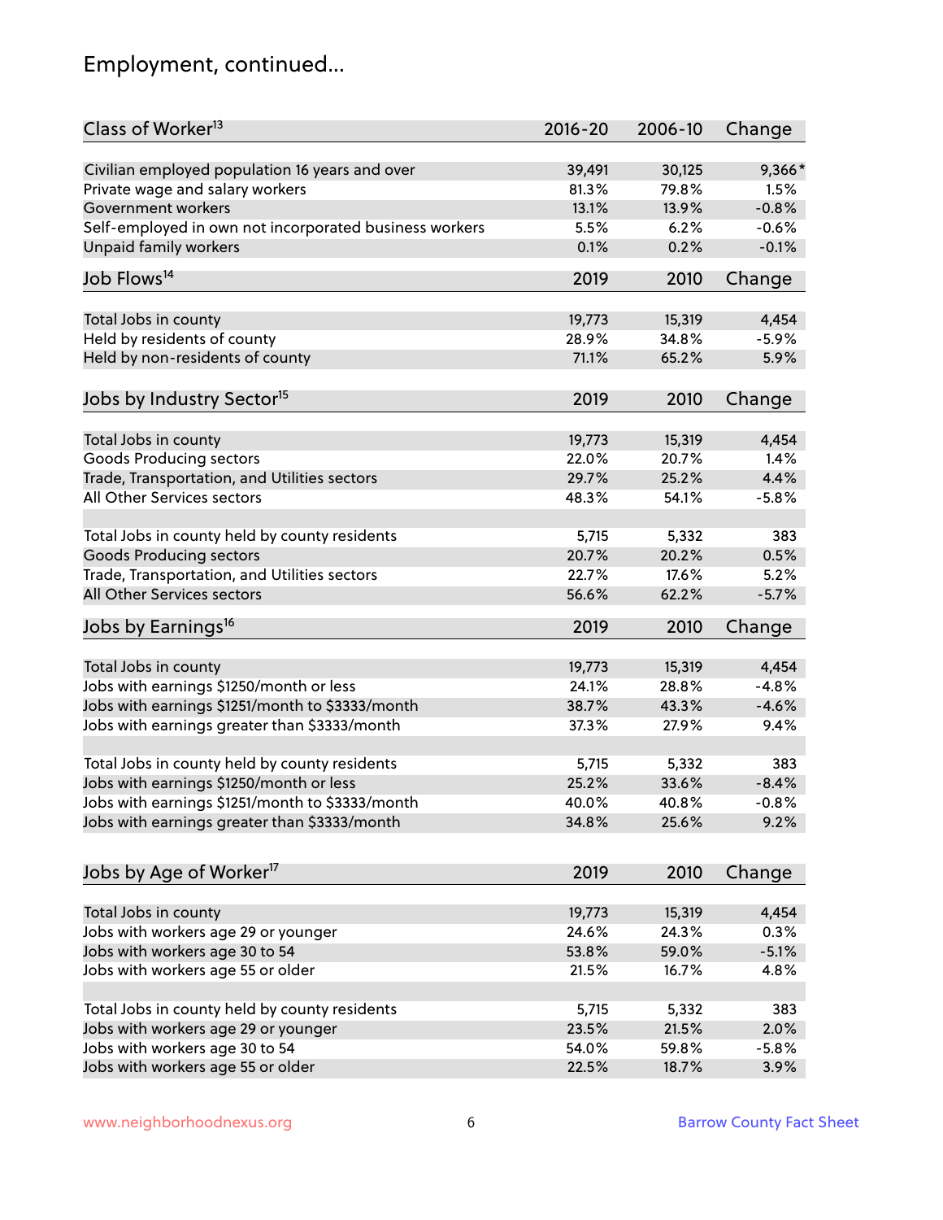## Employment, continued...

| Class of Worker[13] | 2016-20 | 2006-10 | Change |
|---|---|---|---|
| Civilian employed population 16 years and over | 39,491 | 30,125 | 9,366* |
| Private wage and salary workers | 81.3% | 79.8% | 1.5% |
| Government workers | 13.1% | 13.9% | -0.8% |
| Self-employed in own not incorporated business workers | 5.5% | 6.2% | -0.6% |
| Unpaid family workers | 0.1% | 0.2% | -0.1% |

| Job Flows[14] | 2019 | 2010 | Change |
|---|---|---|---|
| Total Jobs in county | 19,773 | 15,319 | 4,454 |
| Held by residents of county | 28.9% | 34.8% | -5.9% |
| Held by non-residents of county | 71.1% | 65.2% | 5.9% |

| Jobs by Industry Sector[15] | 2019 | 2010 | Change |
|---|---|---|---|
| Total Jobs in county | 19,773 | 15,319 | 4,454 |
| Goods Producing sectors | 22.0% | 20.7% | 1.4% |
| Trade, Transportation, and Utilities sectors | 29.7% | 25.2% | 4.4% |
| All Other Services sectors | 48.3% | 54.1% | -5.8% |
| | | | |
| Total Jobs in county held by county residents | 5,715 | 5,332 | 383 |
| Goods Producing sectors | 20.7% | 20.2% | 0.5% |
| Trade, Transportation, and Utilities sectors | 22.7% | 17.6% | 5.2% |
| All Other Services sectors | 56.6% | 62.2% | -5.7% |

| Jobs by Earnings[16] | 2019 | 2010 | Change |
|---|---|---|---|
| Total Jobs in county | 19,773 | 15,319 | 4,454 |
| Jobs with earnings $1250/month or less | 24.1% | 28.8% | -4.8% |
| Jobs with earnings $1251/month to $3333/month | 38.7% | 43.3% | -4.6% |
| Jobs with earnings greater than $3333/month | 37.3% | 27.9% | 9.4% |
| | | | |
| Total Jobs in county held by county residents | 5,715 | 5,332 | 383 |
| Jobs with earnings $1250/month or less | 25.2% | 33.6% | -8.4% |
| Jobs with earnings $1251/month to $3333/month | 40.0% | 40.8% | -0.8% |
| Jobs with earnings greater than $3333/month | 34.8% | 25.6% | 9.2% |

| Jobs by Age of Worker[17] | 2019 | 2010 | Change |
|---|---|---|---|
| Total Jobs in county | 19,773 | 15,319 | 4,454 |
| Jobs with workers age 29 or younger | 24.6% | 24.3% | 0.3% |
| Jobs with workers age 30 to 54 | 53.8% | 59.0% | -5.1% |
| Jobs with workers age 55 or older | 21.5% | 16.7% | 4.8% |
| | | | |
| Total Jobs in county held by county residents | 5,715 | 5,332 | 383 |
| Jobs with workers age 29 or younger | 23.5% | 21.5% | 2.0% |
| Jobs with workers age 30 to 54 | 54.0% | 59.8% | -5.8% |
| Jobs with workers age 55 or older | 22.5% | 18.7% | 3.9% |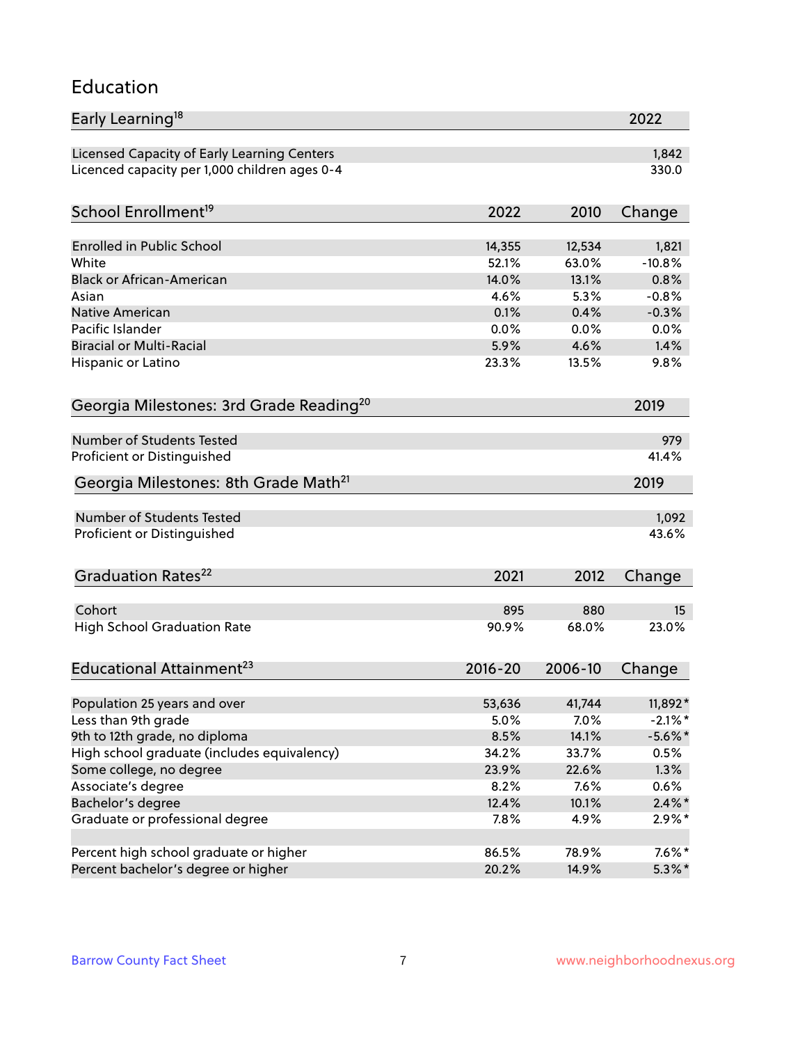## Education

| Early Learning[18] | 2022 |
|---|---|
| Licensed Capacity of Early Learning Centers | 1,842 |
| Licenced capacity per 1,000 children ages 0-4 | 330.0 |

| School Enrollment[19] | 2022 | 2010 | Change |
|---|---|---|---|
| Enrolled in Public School | 14,355 | 12,534 | 1,821 |
| White | 52.1% | 63.0% | -10.8% |
| Black or African-American | 14.0% | 13.1% | 0.8% |
| Asian | 4.6% | 5.3% | -0.8% |
| Native American | 0.1% | 0.4% | -0.3% |
| Pacific Islander | 0.0% | 0.0% | 0.0% |
| Biracial or Multi-Racial | 5.9% | 4.6% | 1.4% |
| Hispanic or Latino | 23.3% | 13.5% | 9.8% |

| Georgia Milestones: 3rd Grade Reading[20] | 2019 |
|---|---|
| Number of Students Tested | 979 |
| Proficient or Distinguished | 41.4% |

| Georgia Milestones: 8th Grade Math[21] | 2019 |
|---|---|
| Number of Students Tested | 1,092 |
| Proficient or Distinguished | 43.6% |

| Graduation Rates[22] | 2021 | 2012 | Change |
|---|---|---|---|
| Cohort | 895 | 880 | 15 |
| High School Graduation Rate | 90.9% | 68.0% | 23.0% |

| Educational Attainment[23] | 2016-20 | 2006-10 | Change |
|---|---|---|---|
| Population 25 years and over | 53,636 | 41,744 | 11,892* |
| Less than 9th grade | 5.0% | 7.0% | -2.1%* |
| 9th to 12th grade, no diploma | 8.5% | 14.1% | -5.6%* |
| High school graduate (includes equivalency) | 34.2% | 33.7% | 0.5% |
| Some college, no degree | 23.9% | 22.6% | 1.3% |
| Associate's degree | 8.2% | 7.6% | 0.6% |
| Bachelor's degree | 12.4% | 10.1% | 2.4%* |
| Graduate or professional degree | 7.8% | 4.9% | 2.9%* |
| | | | |
| Percent high school graduate or higher | 86.5% | 78.9% | 7.6%* |
| Percent bachelor's degree or higher | 20.2% | 14.9% | 5.3%* |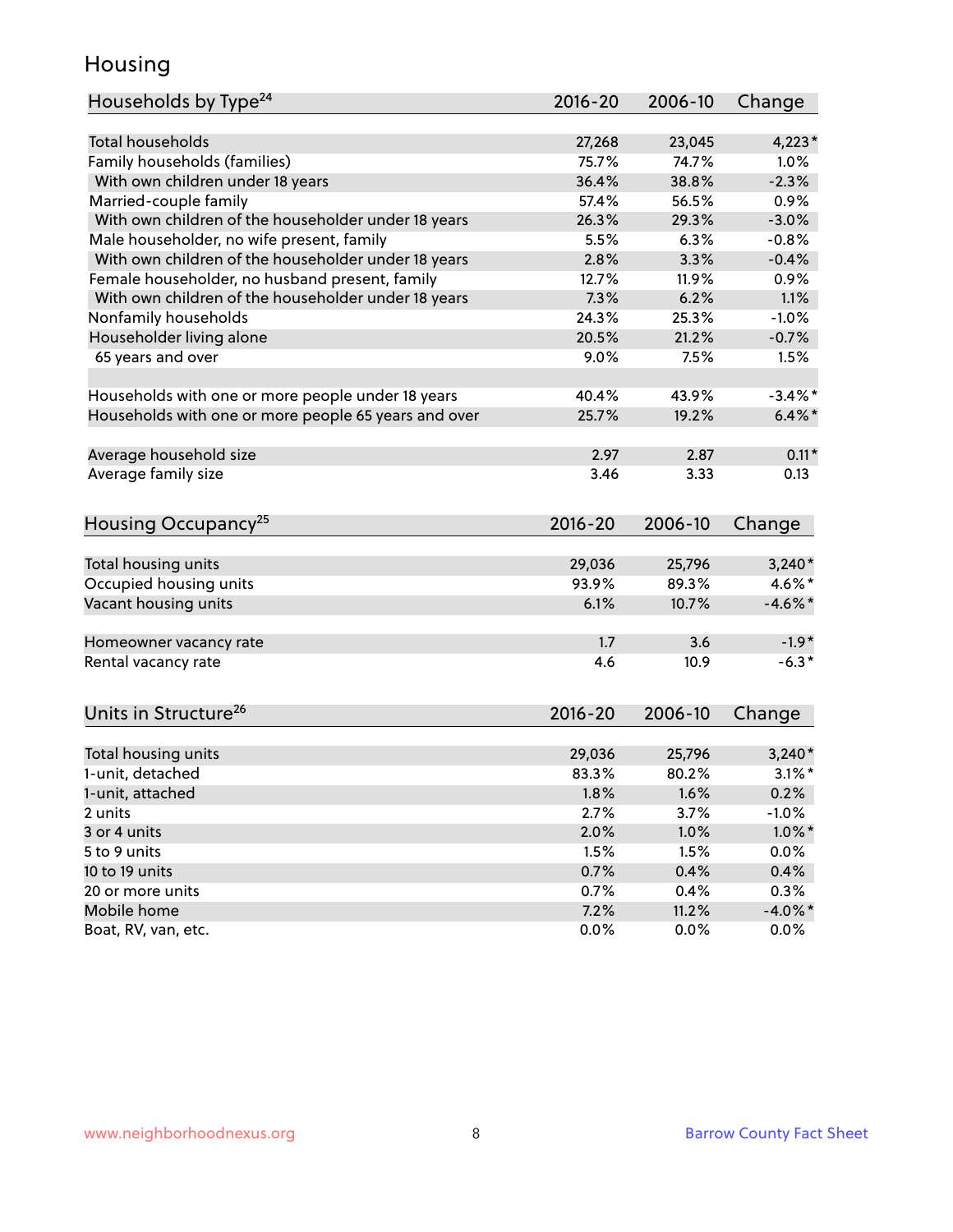# Housing

| Households by Type[24] | 2016-20 | 2006-10 | Change |
|---|---|---|---|
| Total households | 27,268 | 23,045 | 4,223* |
| Family households (families) | 75.7% | 74.7% | 1.0% |
| With own children under 18 years | 36.4% | 38.8% | -2.3% |
| Married-couple family | 57.4% | 56.5% | 0.9% |
| With own children of the householder under 18 years | 26.3% | 29.3% | -3.0% |
| Male householder, no wife present, family | 5.5% | 6.3% | -0.8% |
| With own children of the householder under 18 years | 2.8% | 3.3% | -0.4% |
| Female householder, no husband present, family | 12.7% | 11.9% | 0.9% |
| With own children of the householder under 18 years | 7.3% | 6.2% | 1.1% |
| Nonfamily households | 24.3% | 25.3% | -1.0% |
| Householder living alone | 20.5% | 21.2% | -0.7% |
| 65 years and over | 9.0% | 7.5% | 1.5% |
| | | | |
| Households with one or more people under 18 years | 40.4% | 43.9% | -3.4%* |
| Households with one or more people 65 years and over | 25.7% | 19.2% | 6.4%* |
| | | | |
| Average household size | 2.97 | 2.87 | 0.11* |
| Average family size | 3.46 | 3.33 | 0.13 |

| Housing Occupancy[25] | 2016-20 | 2006-10 | Change |
|---|---|---|---|
| Total housing units | 29,036 | 25,796 | 3,240* |
| Occupied housing units | 93.9% | 89.3% | 4.6%* |
| Vacant housing units | 6.1% | 10.7% | -4.6%* |
| | | | |
| Homeowner vacancy rate | 1.7 | 3.6 | -1.9* |
| Rental vacancy rate | 4.6 | 10.9 | -6.3* |

| Units in Structure[26] | 2016-20 | 2006-10 | Change |
|---|---|---|---|
| Total housing units | 29,036 | 25,796 | 3,240* |
| 1-unit, detached | 83.3% | 80.2% | 3.1%* |
| 1-unit, attached | 1.8% | 1.6% | 0.2% |
| 2 units | 2.7% | 3.7% | -1.0% |
| 3 or 4 units | 2.0% | 1.0% | 1.0%* |
| 5 to 9 units | 1.5% | 1.5% | 0.0% |
| 10 to 19 units | 0.7% | 0.4% | 0.4% |
| 20 or more units | 0.7% | 0.4% | 0.3% |
| Mobile home | 7.2% | 11.2% | -4.0%* |
| Boat, RV, van, etc. | 0.0% | 0.0% | 0.0% |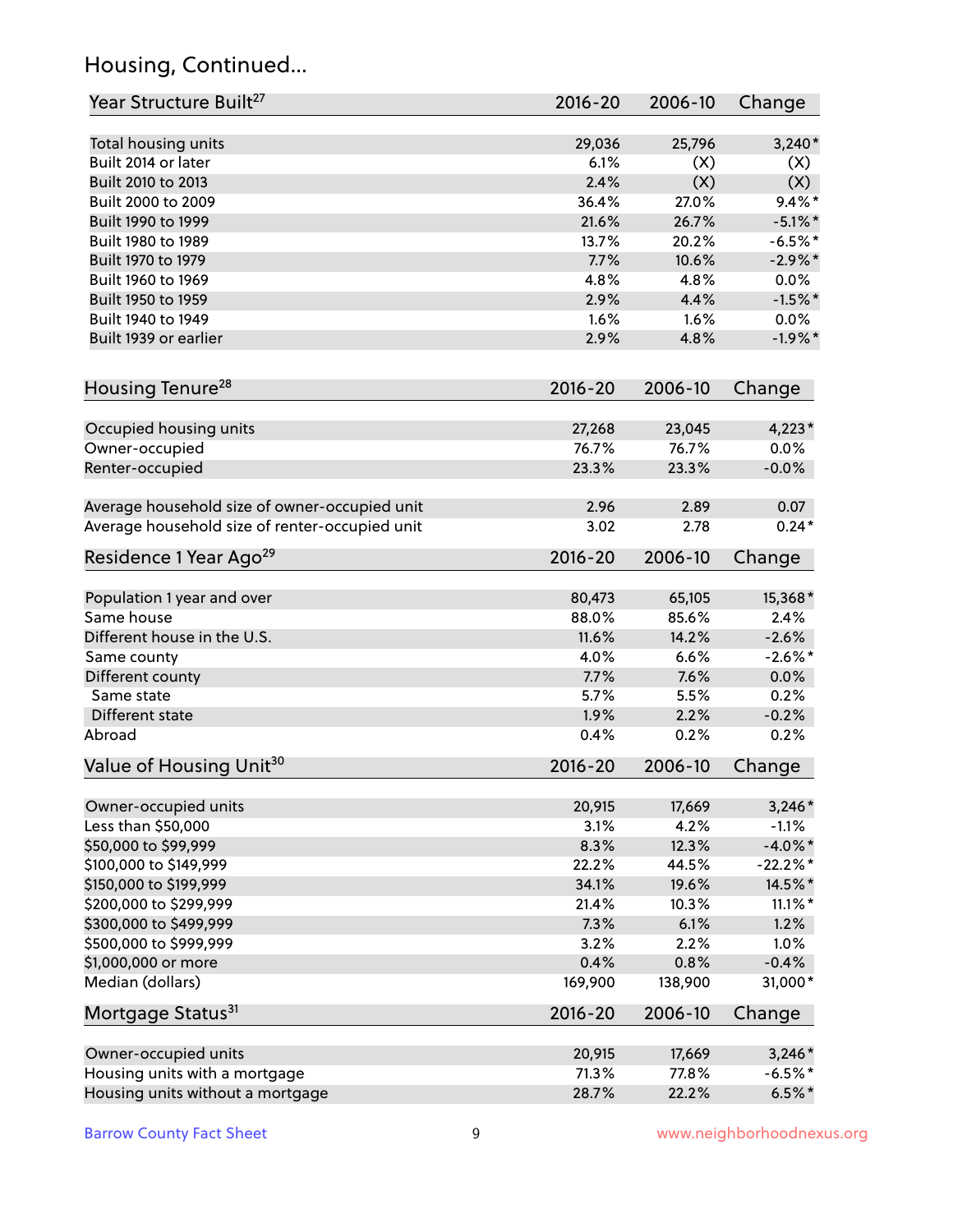## Housing, Continued...

| Year Structure Built[27] | 2016-20 | 2006-10 | Change |
|---|---|---|---|
| Total housing units | 29,036 | 25,796 | 3,240* |
| Built 2014 or later | 6.1% | (X) | (X) |
| Built 2010 to 2013 | 2.4% | (X) | (X) |
| Built 2000 to 2009 | 36.4% | 27.0% | 9.4%* |
| Built 1990 to 1999 | 21.6% | 26.7% | -5.1%* |
| Built 1980 to 1989 | 13.7% | 20.2% | -6.5%* |
| Built 1970 to 1979 | 7.7% | 10.6% | -2.9%* |
| Built 1960 to 1969 | 4.8% | 4.8% | 0.0% |
| Built 1950 to 1959 | 2.9% | 4.4% | -1.5%* |
| Built 1940 to 1949 | 1.6% | 1.6% | 0.0% |
| Built 1939 or earlier | 2.9% | 4.8% | -1.9%* |

| Housing Tenure[28] | 2016-20 | 2006-10 | Change |
|---|---|---|---|
| Occupied housing units | 27,268 | 23,045 | 4,223* |
| Owner-occupied | 76.7% | 76.7% | 0.0% |
| Renter-occupied | 23.3% | 23.3% | -0.0% |
| Average household size of owner-occupied unit | 2.96 | 2.89 | 0.07 |
| Average household size of renter-occupied unit | 3.02 | 2.78 | 0.24* |

| Residence 1 Year Ago[29] | 2016-20 | 2006-10 | Change |
|---|---|---|---|
| Population 1 year and over | 80,473 | 65,105 | 15,368* |
| Same house | 88.0% | 85.6% | 2.4% |
| Different house in the U.S. | 11.6% | 14.2% | -2.6% |
| Same county | 4.0% | 6.6% | -2.6%* |
| Different county | 7.7% | 7.6% | 0.0% |
| Same state | 5.7% | 5.5% | 0.2% |
| Different state | 1.9% | 2.2% | -0.2% |
| Abroad | 0.4% | 0.2% | 0.2% |

| Value of Housing Unit[30] | 2016-20 | 2006-10 | Change |
|---|---|---|---|
| Owner-occupied units | 20,915 | 17,669 | 3,246* |
| Less than $50,000 | 3.1% | 4.2% | -1.1% |
| $50,000 to $99,999 | 8.3% | 12.3% | -4.0%* |
| $100,000 to $149,999 | 22.2% | 44.5% | -22.2%* |
| $150,000 to $199,999 | 34.1% | 19.6% | 14.5%* |
| $200,000 to $299,999 | 21.4% | 10.3% | 11.1%* |
| $300,000 to $499,999 | 7.3% | 6.1% | 1.2% |
| $500,000 to $999,999 | 3.2% | 2.2% | 1.0% |
| $1,000,000 or more | 0.4% | 0.8% | -0.4% |
| Median (dollars) | 169,900 | 138,900 | 31,000* |

| Mortgage Status[31] | 2016-20 | 2006-10 | Change |
|---|---|---|---|
| Owner-occupied units | 20,915 | 17,669 | 3,246* |
| Housing units with a mortgage | 71.3% | 77.8% | -6.5%* |
| Housing units without a mortgage | 28.7% | 22.2% | 6.5%* |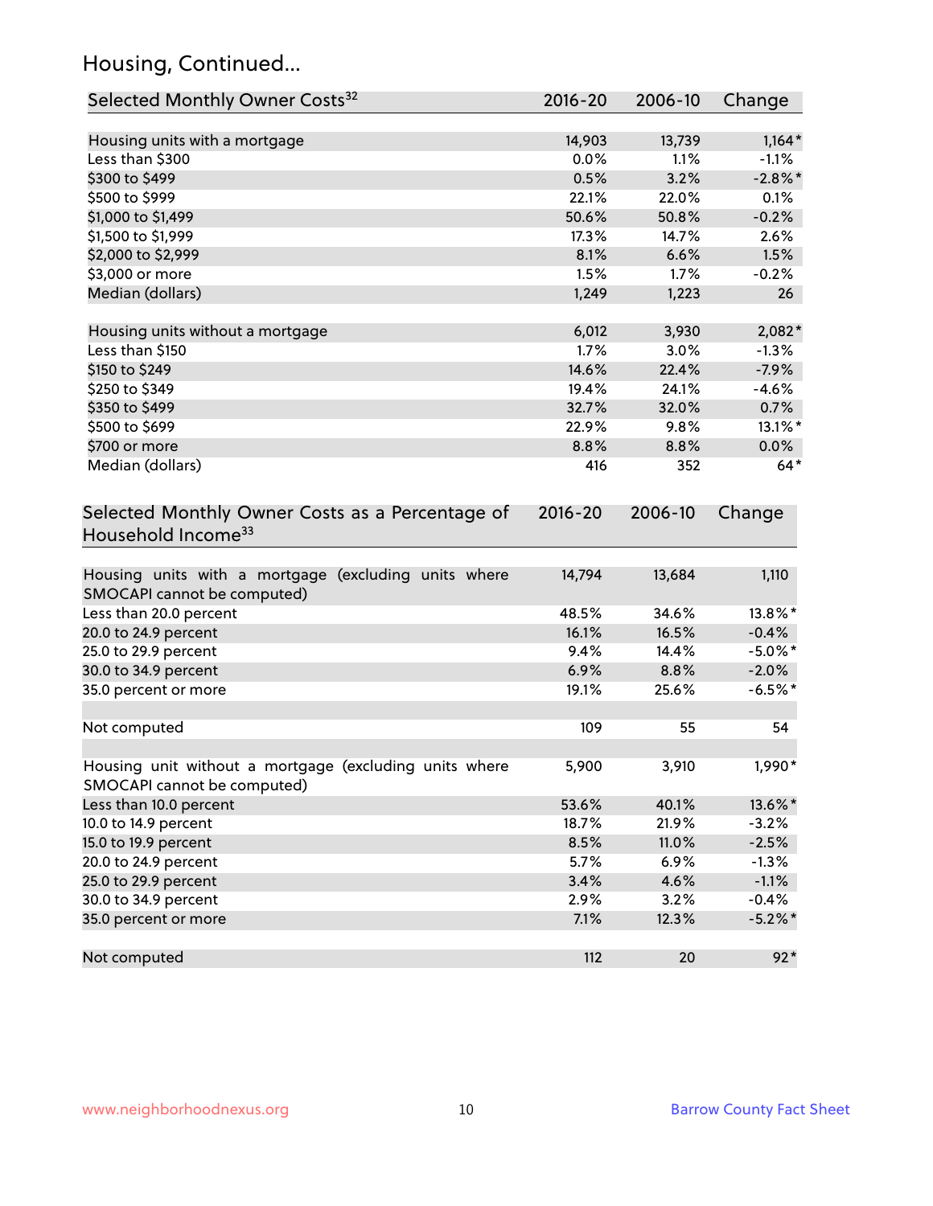## Housing, Continued...

| Selected Monthly Owner Costs[32] | 2016-20 | 2006-10 | Change |
|---|---|---|---|
| Housing units with a mortgage | 14,903 | 13,739 | 1,164* |
| Less than $300 | 0.0% | 1.1% | -1.1% |
| $300 to $499 | 0.5% | 3.2% | -2.8%* |
| $500 to $999 | 22.1% | 22.0% | 0.1% |
| $1,000 to $1,499 | 50.6% | 50.8% | -0.2% |
| $1,500 to $1,999 | 17.3% | 14.7% | 2.6% |
| $2,000 to $2,999 | 8.1% | 6.6% | 1.5% |
| $3,000 or more | 1.5% | 1.7% | -0.2% |
| Median (dollars) | 1,249 | 1,223 | 26 |
| | | | |
| Housing units without a mortgage | 6,012 | 3,930 | 2,082* |
| Less than $150 | 1.7% | 3.0% | -1.3% |
| $150 to $249 | 14.6% | 22.4% | -7.9% |
| $250 to $349 | 19.4% | 24.1% | -4.6% |
| $350 to $499 | 32.7% | 32.0% | 0.7% |
| $500 to $699 | 22.9% | 9.8% | 13.1%* |
| $700 or more | 8.8% | 8.8% | 0.0% |
| Median (dollars) | 416 | 352 | 64* |

| Selected Monthly Owner Costs as a Percentage of Household Income[33] | 2016-20 | 2006-10 | Change |
|---|---|---|---|
| Housing units with a mortgage (excluding units where SMOCAPI cannot be computed) | 14,794 | 13,684 | 1,110 |
| Less than 20.0 percent | 48.5% | 34.6% | 13.8%* |
| 20.0 to 24.9 percent | 16.1% | 16.5% | -0.4% |
| 25.0 to 29.9 percent | 9.4% | 14.4% | -5.0%* |
| 30.0 to 34.9 percent | 6.9% | 8.8% | -2.0% |
| 35.0 percent or more | 19.1% | 25.6% | -6.5%* |
| | | | |
| Not computed | 109 | 55 | 54 |
| | | | |
| Housing unit without a mortgage (excluding units where SMOCAPI cannot be computed) | 5,900 | 3,910 | 1,990* |
| Less than 10.0 percent | 53.6% | 40.1% | 13.6%* |
| 10.0 to 14.9 percent | 18.7% | 21.9% | -3.2% |
| 15.0 to 19.9 percent | 8.5% | 11.0% | -2.5% |
| 20.0 to 24.9 percent | 5.7% | 6.9% | -1.3% |
| 25.0 to 29.9 percent | 3.4% | 4.6% | -1.1% |
| 30.0 to 34.9 percent | 2.9% | 3.2% | -0.4% |
| 35.0 percent or more | 7.1% | 12.3% | -5.2%* |
| | | | |
| Not computed | 112 | 20 | 92* |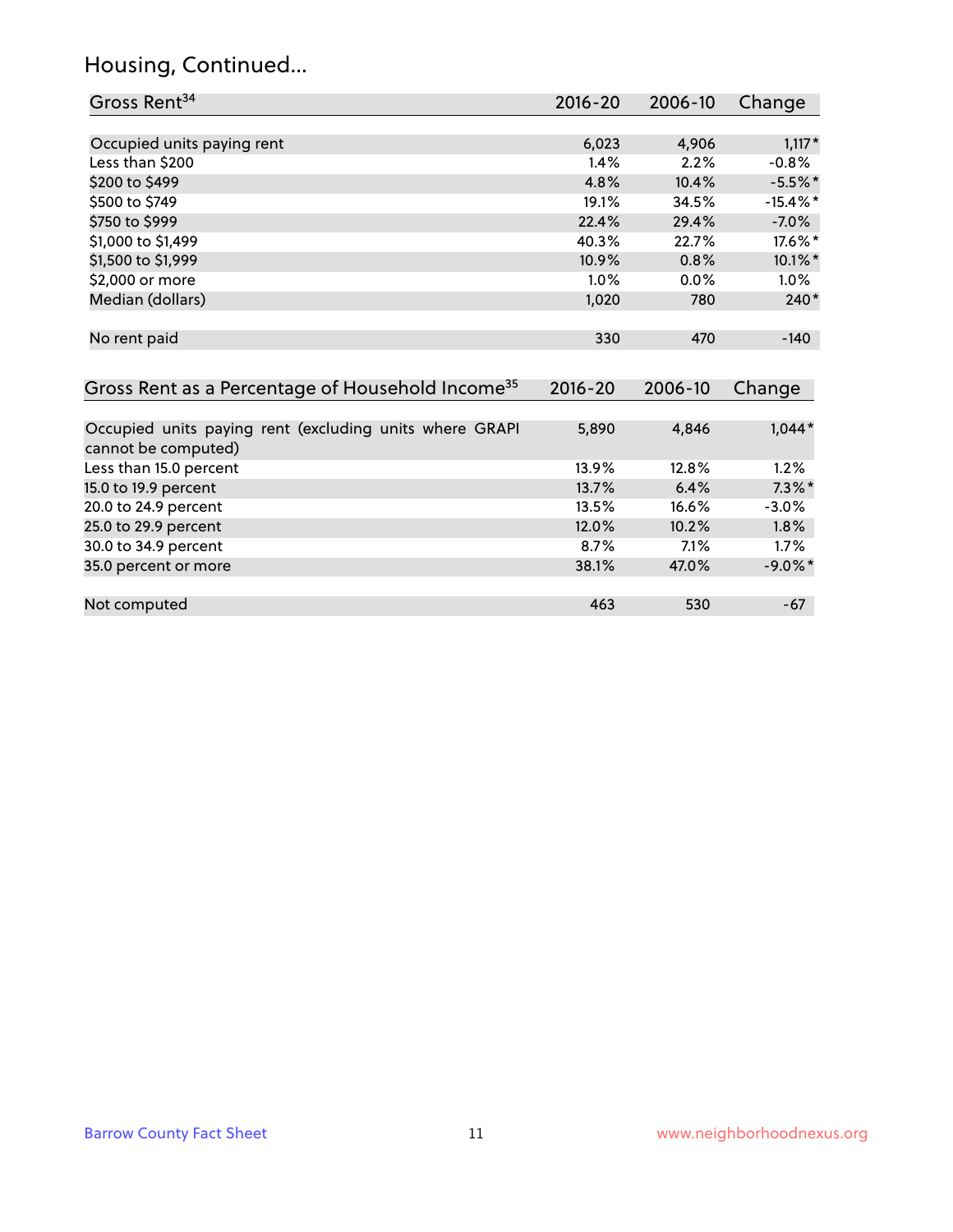## Housing, Continued...

| Gross Rent[34] | 2016-20 | 2006-10 | Change |
|---|---|---|---|
| Occupied units paying rent | 6,023 | 4,906 | 1,117* |
| Less than $200 | 1.4% | 2.2% | -0.8% |
| $200 to $499 | 4.8% | 10.4% | -5.5%* |
| $500 to $749 | 19.1% | 34.5% | -15.4%* |
| $750 to $999 | 22.4% | 29.4% | -7.0% |
| $1,000 to $1,499 | 40.3% | 22.7% | 17.6%* |
| $1,500 to $1,999 | 10.9% | 0.8% | 10.1%* |
| $2,000 or more | 1.0% | 0.0% | 1.0% |
| Median (dollars) | 1,020 | 780 | 240* |
| No rent paid | 330 | 470 | -140 |

| Gross Rent as a Percentage of Household Income[35] | 2016-20 | 2006-10 | Change |
|---|---|---|---|
| Occupied units paying rent (excluding units where GRAPI cannot be computed) | 5,890 | 4,846 | 1,044* |
| Less than 15.0 percent | 13.9% | 12.8% | 1.2% |
| 15.0 to 19.9 percent | 13.7% | 6.4% | 7.3%* |
| 20.0 to 24.9 percent | 13.5% | 16.6% | -3.0% |
| 25.0 to 29.9 percent | 12.0% | 10.2% | 1.8% |
| 30.0 to 34.9 percent | 8.7% | 7.1% | 1.7% |
| 35.0 percent or more | 38.1% | 47.0% | -9.0%* |
| Not computed | 463 | 530 | -67 |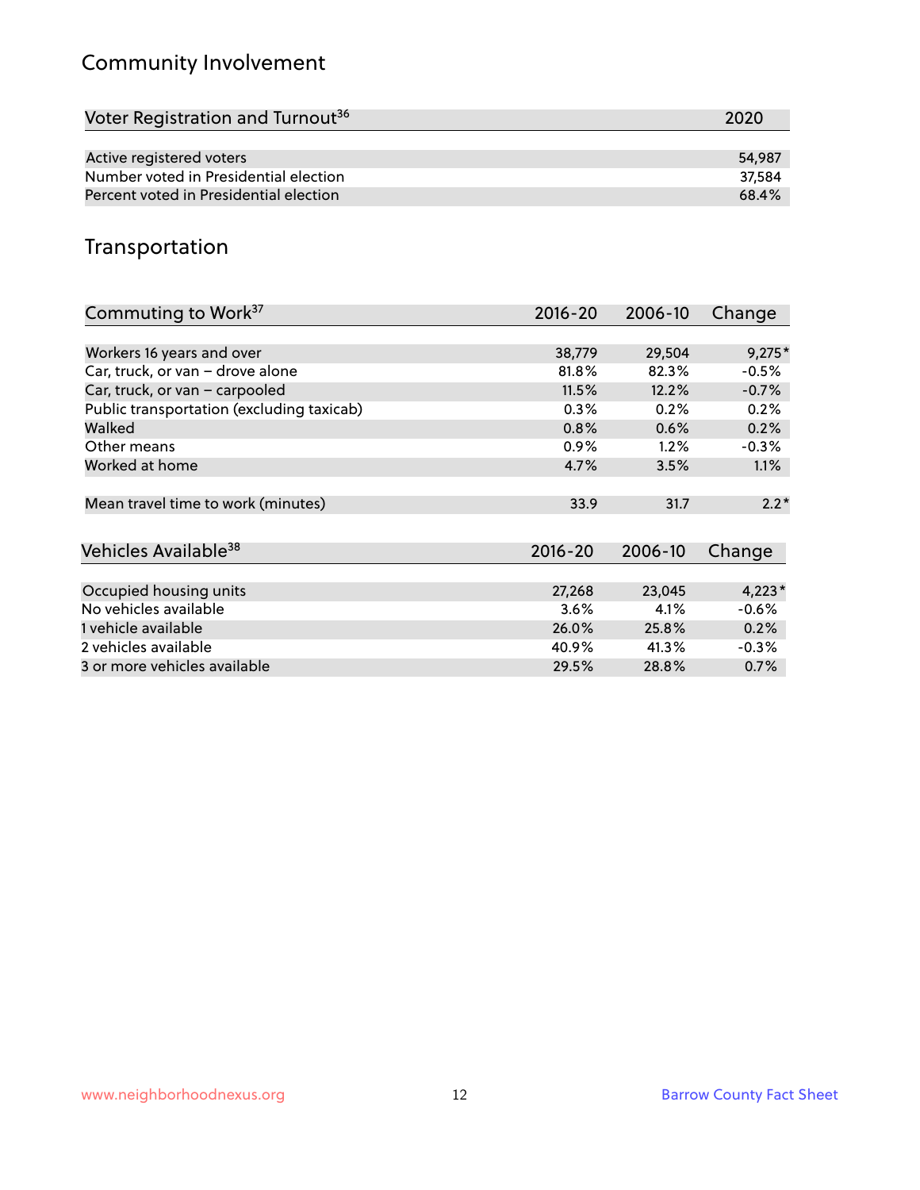## Community Involvement

| Voter Registration and Turnout[36] | 2020 |
|---|---|
| Active registered voters | 54,987 |
| Number voted in Presidential election | 37,584 |
| Percent voted in Presidential election | 68.4% |

## Transportation

| Commuting to Work[37] | 2016-20 | 2006-10 | Change |
|---|---|---|---|
| Workers 16 years and over | 38,779 | 29,504 | 9,275* |
| Car, truck, or van – drove alone | 81.8% | 82.3% | -0.5% |
| Car, truck, or van – carpooled | 11.5% | 12.2% | -0.7% |
| Public transportation (excluding taxicab) | 0.3% | 0.2% | 0.2% |
| Walked | 0.8% | 0.6% | 0.2% |
| Other means | 0.9% | 1.2% | -0.3% |
| Worked at home | 4.7% | 3.5% | 1.1% |
| Mean travel time to work (minutes) | 33.9 | 31.7 | 2.2* |

| Vehicles Available[38] | 2016-20 | 2006-10 | Change |
|---|---|---|---|
| Occupied housing units | 27,268 | 23,045 | 4,223* |
| No vehicles available | 3.6% | 4.1% | -0.6% |
| 1 vehicle available | 26.0% | 25.8% | 0.2% |
| 2 vehicles available | 40.9% | 41.3% | -0.3% |
| 3 or more vehicles available | 29.5% | 28.8% | 0.7% |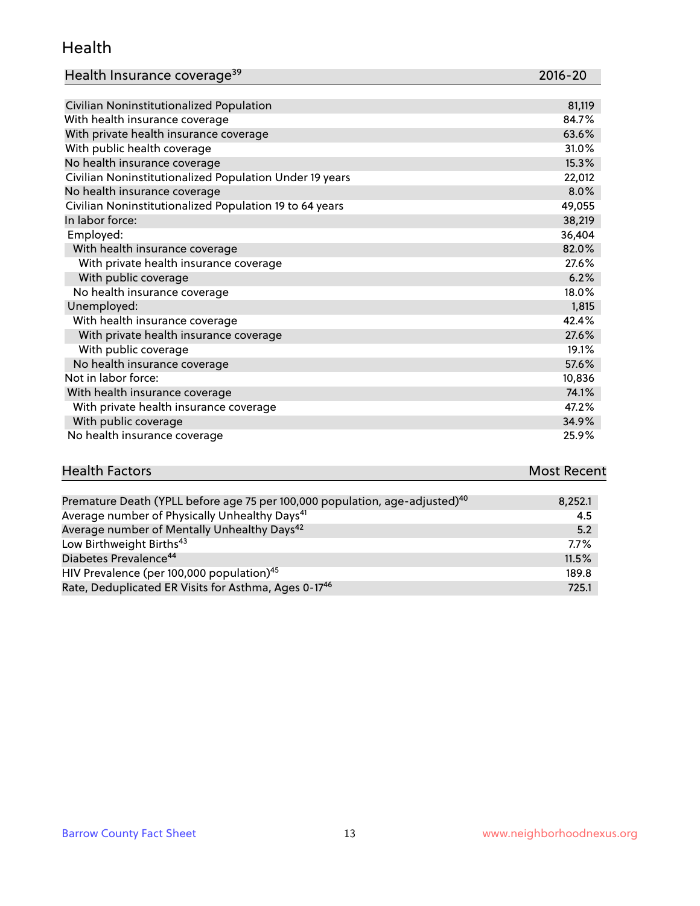## Health

| Health Insurance coverage[39] | 2016-20 |
|---|---|
| Civilian Noninstitutionalized Population | 81,119 |
| With health insurance coverage | 84.7% |
| With private health insurance coverage | 63.6% |
| With public health coverage | 31.0% |
| No health insurance coverage | 15.3% |
| Civilian Noninstitutionalized Population Under 19 years | 22,012 |
| No health insurance coverage | 8.0% |
| Civilian Noninstitutionalized Population 19 to 64 years | 49,055 |
| In labor force: | 38,219 |
| Employed: | 36,404 |
| With health insurance coverage | 82.0% |
| With private health insurance coverage | 27.6% |
| With public coverage | 6.2% |
| No health insurance coverage | 18.0% |
| Unemployed: | 1,815 |
| With health insurance coverage | 42.4% |
| With private health insurance coverage | 27.6% |
| With public coverage | 19.1% |
| No health insurance coverage | 57.6% |
| Not in labor force: | 10,836 |
| With health insurance coverage | 74.1% |
| With private health insurance coverage | 47.2% |
| With public coverage | 34.9% |
| No health insurance coverage | 25.9% |

| Health Factors | Most Recent |
|---|---|
| Premature Death (YPLL before age 75 per 100,000 population, age-adjusted)[40] | 8,252.1 |
| Average number of Physically Unhealthy Days[41] | 4.5 |
| Average number of Mentally Unhealthy Days[42] | 5.2 |
| Low Birthweight Births[43] | 7.7% |
| Diabetes Prevalence[44] | 11.5% |
| HIV Prevalence (per 100,000 population)[45] | 189.8 |
| Rate, Deduplicated ER Visits for Asthma, Ages 0-17[46] | 725.1 |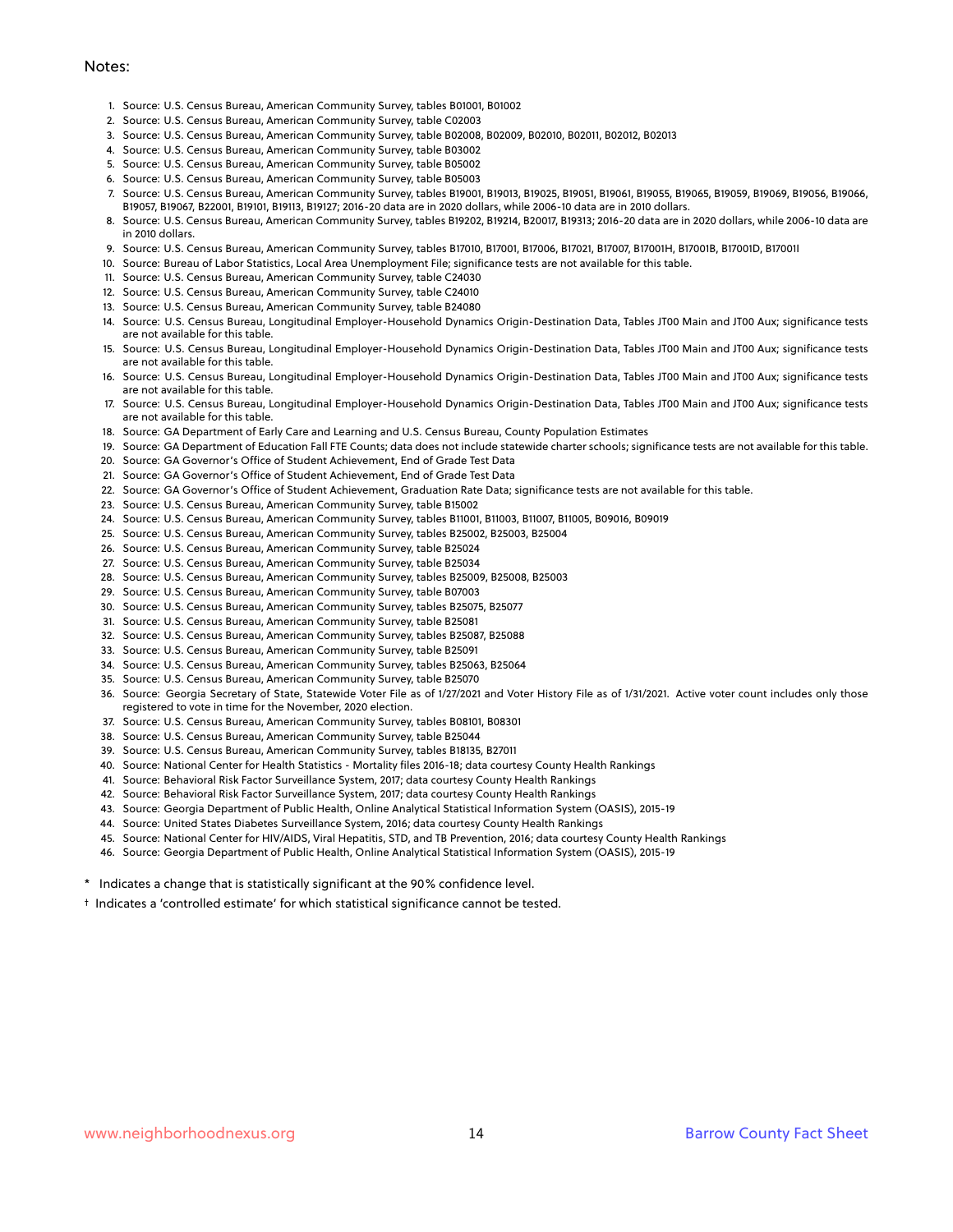Notes:

1. Source: U.S. Census Bureau, American Community Survey, tables B01001, B01002
2. Source: U.S. Census Bureau, American Community Survey, table C02003
3. Source: U.S. Census Bureau, American Community Survey, table B02008, B02009, B02010, B02011, B02012, B02013
4. Source: U.S. Census Bureau, American Community Survey, table B03002
5. Source: U.S. Census Bureau, American Community Survey, table B05002
6. Source: U.S. Census Bureau, American Community Survey, table B05003
7. Source: U.S. Census Bureau, American Community Survey, tables B19001, B19013, B19025, B19051, B19061, B19055, B19065, B19059, B19069, B19056, B19066, B19057, B19067, B22001, B19101, B19113, B19127; 2016-20 data are in 2020 dollars, while 2006-10 data are in 2010 dollars.
8. Source: U.S. Census Bureau, American Community Survey, tables B19202, B19214, B20017, B19313; 2016-20 data are in 2020 dollars, while 2006-10 data are in 2010 dollars.
9. Source: U.S. Census Bureau, American Community Survey, tables B17010, B17001, B17006, B17021, B17007, B17001H, B17001B, B17001D, B17001I
10. Source: Bureau of Labor Statistics, Local Area Unemployment File; significance tests are not available for this table.
11. Source: U.S. Census Bureau, American Community Survey, table C24030
12. Source: U.S. Census Bureau, American Community Survey, table C24010
13. Source: U.S. Census Bureau, American Community Survey, table B24080
14. Source: U.S. Census Bureau, Longitudinal Employer-Household Dynamics Origin-Destination Data, Tables JT00 Main and JT00 Aux; significance tests are not available for this table.
15. Source: U.S. Census Bureau, Longitudinal Employer-Household Dynamics Origin-Destination Data, Tables JT00 Main and JT00 Aux; significance tests are not available for this table.
16. Source: U.S. Census Bureau, Longitudinal Employer-Household Dynamics Origin-Destination Data, Tables JT00 Main and JT00 Aux; significance tests are not available for this table.
17. Source: U.S. Census Bureau, Longitudinal Employer-Household Dynamics Origin-Destination Data, Tables JT00 Main and JT00 Aux; significance tests are not available for this table.
18. Source: GA Department of Early Care and Learning and U.S. Census Bureau, County Population Estimates
19. Source: GA Department of Education Fall FTE Counts; data does not include statewide charter schools; significance tests are not available for this table.
20. Source: GA Governor's Office of Student Achievement, End of Grade Test Data
21. Source: GA Governor's Office of Student Achievement, End of Grade Test Data
22. Source: GA Governor's Office of Student Achievement, Graduation Rate Data; significance tests are not available for this table.
23. Source: U.S. Census Bureau, American Community Survey, table B15002
24. Source: U.S. Census Bureau, American Community Survey, tables B11001, B11003, B11007, B11005, B09016, B09019
25. Source: U.S. Census Bureau, American Community Survey, tables B25002, B25003, B25004
26. Source: U.S. Census Bureau, American Community Survey, table B25024
27. Source: U.S. Census Bureau, American Community Survey, table B25034
28. Source: U.S. Census Bureau, American Community Survey, tables B25009, B25008, B25003
29. Source: U.S. Census Bureau, American Community Survey, table B07003
30. Source: U.S. Census Bureau, American Community Survey, tables B25075, B25077
31. Source: U.S. Census Bureau, American Community Survey, table B25081
32. Source: U.S. Census Bureau, American Community Survey, tables B25087, B25088
33. Source: U.S. Census Bureau, American Community Survey, table B25091
34. Source: U.S. Census Bureau, American Community Survey, tables B25063, B25064
35. Source: U.S. Census Bureau, American Community Survey, table B25070
36. Source: Georgia Secretary of State, Statewide Voter File as of 1/27/2021 and Voter History File as of 1/31/2021. Active voter count includes only those registered to vote in time for the November, 2020 election.
37. Source: U.S. Census Bureau, American Community Survey, tables B08101, B08301
38. Source: U.S. Census Bureau, American Community Survey, table B25044
39. Source: U.S. Census Bureau, American Community Survey, tables B18135, B27011
40. Source: National Center for Health Statistics - Mortality files 2016-18; data courtesy County Health Rankings
41. Source: Behavioral Risk Factor Surveillance System, 2017; data courtesy County Health Rankings
42. Source: Behavioral Risk Factor Surveillance System, 2017; data courtesy County Health Rankings
43. Source: Georgia Department of Public Health, Online Analytical Statistical Information System (OASIS), 2015-19
44. Source: United States Diabetes Surveillance System, 2016; data courtesy County Health Rankings
45. Source: National Center for HIV/AIDS, Viral Hepatitis, STD, and TB Prevention, 2016; data courtesy County Health Rankings
46. Source: Georgia Department of Public Health, Online Analytical Statistical Information System (OASIS), 2015-19

\* Indicates a change that is statistically significant at the 90% confidence level.

† Indicates a 'controlled estimate' for which statistical significance cannot be tested.